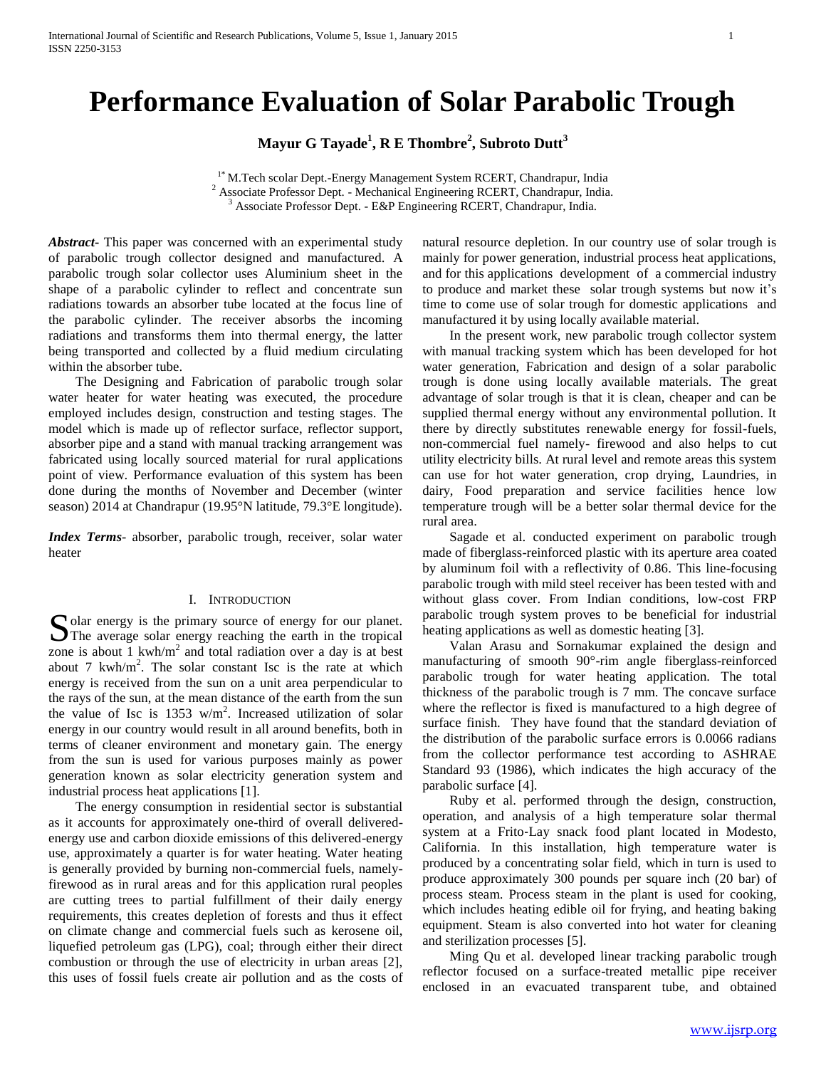# Performance Evaluation of Solar Parabolic Trough

**Mayur G Tayade[1], R E Thombre[2], Subroto Dutt[3]**

[1*] M.Tech scolar Dept.-Energy Management System RCERT, Chandrapur, India
[2] Associate Professor Dept. - Mechanical Engineering RCERT, Chandrapur, India.
[3] Associate Professor Dept. - E&P Engineering RCERT, Chandrapur, India.

***Abstract-*** This paper was concerned with an experimental study of parabolic trough collector designed and manufactured. A parabolic trough solar collector uses Aluminium sheet in the shape of a parabolic cylinder to reflect and concentrate sun radiations towards an absorber tube located at the focus line of the parabolic cylinder. The receiver absorbs the incoming radiations and transforms them into thermal energy, the latter being transported and collected by a fluid medium circulating within the absorber tube.

The Designing and Fabrication of parabolic trough solar water heater for water heating was executed, the procedure employed includes design, construction and testing stages. The model which is made up of reflector surface, reflector support, absorber pipe and a stand with manual tracking arrangement was fabricated using locally sourced material for rural applications point of view. Performance evaluation of this system has been done during the months of November and December (winter season) 2014 at Chandrapur (19.95°N latitude, 79.3°E longitude).

***Index Terms-*** absorber, parabolic trough, receiver, solar water heater

## I. Introduction

Solar energy is the primary source of energy for our planet. The average solar energy reaching the earth in the tropical zone is about 1 kwh/m$^2$ and total radiation over a day is at best about 7 kwh/m$^2$. The solar constant Isc is the rate at which energy is received from the sun on a unit area perpendicular to the rays of the sun, at the mean distance of the earth from the sun the value of Isc is 1353 w/m$^2$. Increased utilization of solar energy in our country would result in all around benefits, both in terms of cleaner environment and monetary gain. The energy from the sun is used for various purposes mainly as power generation known as solar electricity generation system and industrial process heat applications [1].

The energy consumption in residential sector is substantial as it accounts for approximately one-third of overall delivered-energy use and carbon dioxide emissions of this delivered-energy use, approximately a quarter is for water heating. Water heating is generally provided by burning non-commercial fuels, namely-firewood as in rural areas and for this application rural peoples are cutting trees to partial fulfillment of their daily energy requirements, this creates depletion of forests and thus it effect on climate change and commercial fuels such as kerosene oil, liquefied petroleum gas (LPG), coal; through either their direct combustion or through the use of electricity in urban areas [2], this uses of fossil fuels create air pollution and as the costs of natural resource depletion. In our country use of solar trough is mainly for power generation, industrial process heat applications, and for this applications development of a commercial industry to produce and market these solar trough systems but now it's time to come use of solar trough for domestic applications and manufactured it by using locally available material.

In the present work, new parabolic trough collector system with manual tracking system which has been developed for hot water generation, Fabrication and design of a solar parabolic trough is done using locally available materials. The great advantage of solar trough is that it is clean, cheaper and can be supplied thermal energy without any environmental pollution. It there by directly substitutes renewable energy for fossil-fuels, non-commercial fuel namely- firewood and also helps to cut utility electricity bills. At rural level and remote areas this system can use for hot water generation, crop drying, Laundries, in dairy, Food preparation and service facilities hence low temperature trough will be a better solar thermal device for the rural area.

Sagade et al. conducted experiment on parabolic trough made of fiberglass-reinforced plastic with its aperture area coated by aluminum foil with a reflectivity of 0.86. This line-focusing parabolic trough with mild steel receiver has been tested with and without glass cover. From Indian conditions, low-cost FRP parabolic trough system proves to be beneficial for industrial heating applications as well as domestic heating [3].

Valan Arasu and Sornakumar explained the design and manufacturing of smooth 90°-rim angle fiberglass-reinforced parabolic trough for water heating application. The total thickness of the parabolic trough is 7 mm. The concave surface where the reflector is fixed is manufactured to a high degree of surface finish. They have found that the standard deviation of the distribution of the parabolic surface errors is 0.0066 radians from the collector performance test according to ASHRAE Standard 93 (1986), which indicates the high accuracy of the parabolic surface [4].

Ruby et al. performed through the design, construction, operation, and analysis of a high temperature solar thermal system at a Frito-Lay snack food plant located in Modesto, California. In this installation, high temperature water is produced by a concentrating solar field, which in turn is used to produce approximately 300 pounds per square inch (20 bar) of process steam. Process steam in the plant is used for cooking, which includes heating edible oil for frying, and heating baking equipment. Steam is also converted into hot water for cleaning and sterilization processes [5].

Ming Qu et al. developed linear tracking parabolic trough reflector focused on a surface-treated metallic pipe receiver enclosed in an evacuated transparent tube, and obtained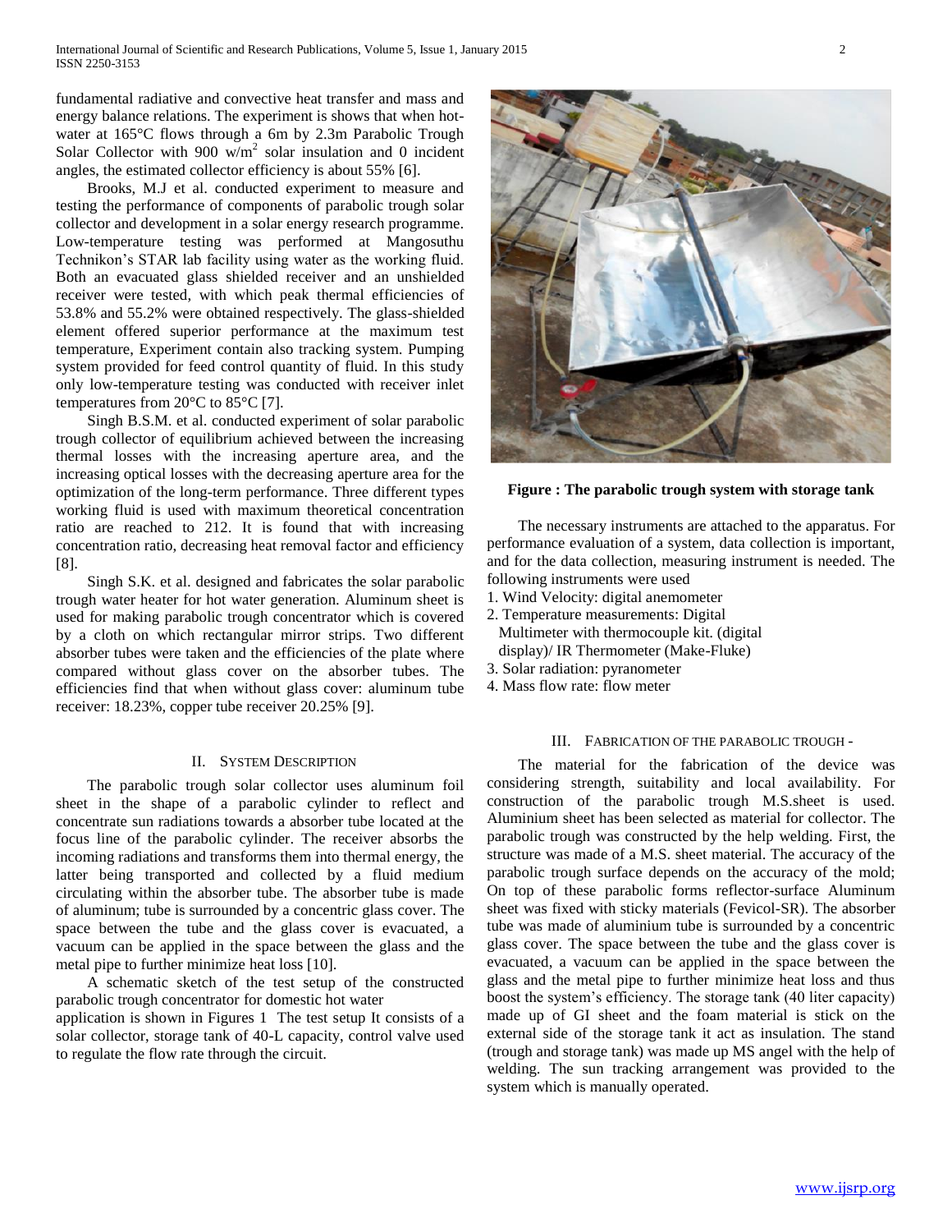fundamental radiative and convective heat transfer and mass and energy balance relations. The experiment is shows that when hot-water at 165°C flows through a 6m by 2.3m Parabolic Trough Solar Collector with 900 $w/m^2$ solar insulation and 0 incident angles, the estimated collector efficiency is about 55% [6].

Brooks, M.J et al. conducted experiment to measure and testing the performance of components of parabolic trough solar collector and development in a solar energy research programme. Low-temperature testing was performed at Mangosuthu Technikon's STAR lab facility using water as the working fluid. Both an evacuated glass shielded receiver and an unshielded receiver were tested, with which peak thermal efficiencies of 53.8% and 55.2% were obtained respectively. The glass-shielded element offered superior performance at the maximum test temperature, Experiment contain also tracking system. Pumping system provided for feed control quantity of fluid. In this study only low-temperature testing was conducted with receiver inlet temperatures from 20°C to 85°C [7].

Singh B.S.M. et al. conducted experiment of solar parabolic trough collector of equilibrium achieved between the increasing thermal losses with the increasing aperture area, and the increasing optical losses with the decreasing aperture area for the optimization of the long-term performance. Three different types working fluid is used with maximum theoretical concentration ratio are reached to 212. It is found that with increasing concentration ratio, decreasing heat removal factor and efficiency [8].

Singh S.K. et al. designed and fabricates the solar parabolic trough water heater for hot water generation. Aluminum sheet is used for making parabolic trough concentrator which is covered by a cloth on which rectangular mirror strips. Two different absorber tubes were taken and the efficiencies of the plate where compared without glass cover on the absorber tubes. The efficiencies find that when without glass cover: aluminum tube receiver: 18.23%, copper tube receiver 20.25% [9].

## II. System Description

The parabolic trough solar collector uses aluminum foil sheet in the shape of a parabolic cylinder to reflect and concentrate sun radiations towards a absorber tube located at the focus line of the parabolic cylinder. The receiver absorbs the incoming radiations and transforms them into thermal energy, the latter being transported and collected by a fluid medium circulating within the absorber tube. The absorber tube is made of aluminum; tube is surrounded by a concentric glass cover. The space between the tube and the glass cover is evacuated, a vacuum can be applied in the space between the glass and the metal pipe to further minimize heat loss [10].

A schematic sketch of the test setup of the constructed parabolic trough concentrator for domestic hot water application is shown in Figures 1 The test setup It consists of a solar collector, storage tank of 40-L capacity, control valve used to regulate the flow rate through the circuit.

**Figure : The parabolic trough system with storage tank**

The necessary instruments are attached to the apparatus. For performance evaluation of a system, data collection is important, and for the data collection, measuring instrument is needed. The following instruments were used

1. Wind Velocity: digital anemometer
2. Temperature measurements: Digital Multimeter with thermocouple kit. (digital display)/ IR Thermometer (Make-Fluke)
3. Solar radiation: pyranometer
4. Mass flow rate: flow meter

## III. Fabrication of the Parabolic Trough -

The material for the fabrication of the device was considering strength, suitability and local availability. For construction of the parabolic trough M.S.sheet is used. Aluminium sheet has been selected as material for collector. The parabolic trough was constructed by the help welding. First, the structure was made of a M.S. sheet material. The accuracy of the parabolic trough surface depends on the accuracy of the mold; On top of these parabolic forms reflector-surface Aluminum sheet was fixed with sticky materials (Fevicol-SR). The absorber tube was made of aluminium tube is surrounded by a concentric glass cover. The space between the tube and the glass cover is evacuated, a vacuum can be applied in the space between the glass and the metal pipe to further minimize heat loss and thus boost the system's efficiency. The storage tank (40 liter capacity) made up of GI sheet and the foam material is stick on the external side of the storage tank it act as insulation. The stand (trough and storage tank) was made up MS angel with the help of welding. The sun tracking arrangement was provided to the system which is manually operated.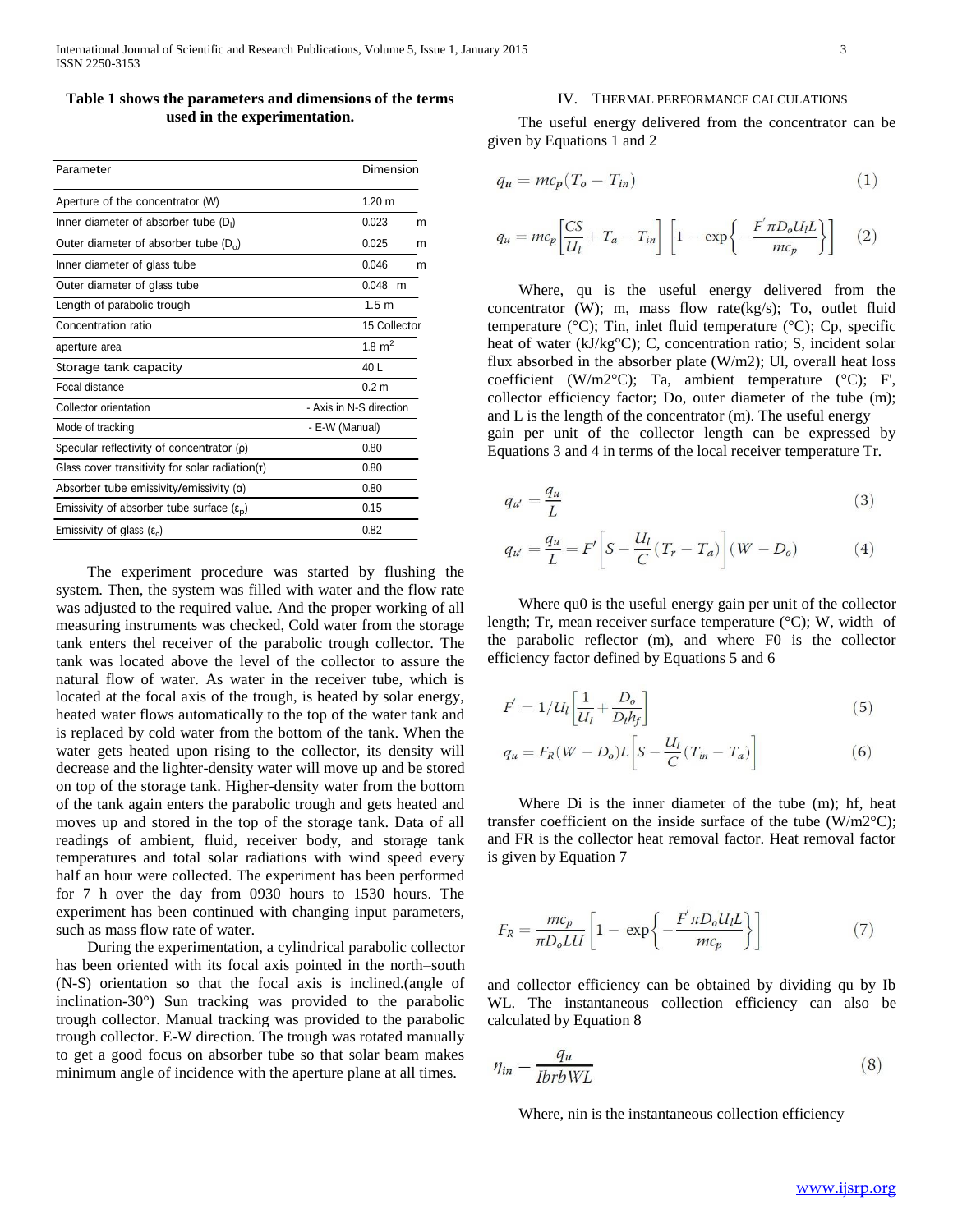**Table 1 shows the parameters and dimensions of the terms used in the experimentation.**

| Parameter | Dimension |
|---|---|
| Aperture of the concentrator (W) | 1.20 m |
| Inner diameter of absorber tube ($D_i$) | 0.023 m |
| Outer diameter of absorber tube ($D_o$) | 0.025 m |
| Inner diameter of glass tube | 0.046 m |
| Outer diameter of glass tube | 0.048 m |
| Length of parabolic trough | 1.5 m |
| Concentration ratio | 15 Collector |
| aperture area | 1.8 $m^2$ |
| Storage tank capacity | 40 L |
| Focal distance | 0.2 m |
| Collector orientation | - Axis in N-S direction |
| Mode of tracking | - E-W (Manual) |
| Specular reflectivity of concentrator (ρ) | 0.80 |
| Glass cover transitivity for solar radiation(τ) | 0.80 |
| Absorber tube emissivity/emissivity (α) | 0.80 |
| Emissivity of absorber tube surface ($\varepsilon_p$) | 0.15 |
| Emissivity of glass ($\varepsilon_c$) | 0.82 |

The experiment procedure was started by flushing the system. Then, the system was filled with water and the flow rate was adjusted to the required value. And the proper working of all measuring instruments was checked, Cold water from the storage tank enters thel receiver of the parabolic trough collector. The tank was located above the level of the collector to assure the natural flow of water. As water in the receiver tube, which is located at the focal axis of the trough, is heated by solar energy, heated water flows automatically to the top of the water tank and is replaced by cold water from the bottom of the tank. When the water gets heated upon rising to the collector, its density will decrease and the lighter-density water will move up and be stored on top of the storage tank. Higher-density water from the bottom of the tank again enters the parabolic trough and gets heated and moves up and stored in the top of the storage tank. Data of all readings of ambient, fluid, receiver body, and storage tank temperatures and total solar radiations with wind speed every half an hour were collected. The experiment has been performed for 7 h over the day from 0930 hours to 1530 hours. The experiment has been continued with changing input parameters, such as mass flow rate of water.

During the experimentation, a cylindrical parabolic collector has been oriented with its focal axis pointed in the north–south (N-S) orientation so that the focal axis is inclined.(angle of inclination-30°) Sun tracking was provided to the parabolic trough collector. Manual tracking was provided to the parabolic trough collector. E-W direction. The trough was rotated manually to get a good focus on absorber tube so that solar beam makes minimum angle of incidence with the aperture plane at all times.

## IV. Thermal Performance Calculations

The useful energy delivered from the concentrator can be given by Equations 1 and 2

$$q_u = mc_p(T_o - T_{in}) \tag{1}$$

$$q_u = mc_p\left[\frac{CS}{U_l} + T_a - T_{in}\right]\left[1 - \exp\left\{-\frac{F'\pi D_o U_l L}{mc_p}\right\}\right] \tag{2}$$

Where, qu is the useful energy delivered from the concentrator (W); m, mass flow rate(kg/s); To, outlet fluid temperature (°C); Tin, inlet fluid temperature (°C); Cp, specific heat of water (kJ/kg°C); C, concentration ratio; S, incident solar flux absorbed in the absorber plate (W/m2); Ul, overall heat loss coefficient (W/m2°C); Ta, ambient temperature (°C); F', collector efficiency factor; Do, outer diameter of the tube (m); and L is the length of the concentrator (m). The useful energy gain per unit of the collector length can be expressed by Equations 3 and 4 in terms of the local receiver temperature Tr.

$$q_{u'} = \frac{q_u}{L} \tag{3}$$

$$q_{u'} = \frac{q_u}{L} = F'\left[S - \frac{U_l}{C}(T_r - T_a)\right](W - D_o) \tag{4}$$

Where qu0 is the useful energy gain per unit of the collector length; Tr, mean receiver surface temperature (°C); W, width of the parabolic reflector (m), and where F0 is the collector efficiency factor defined by Equations 5 and 6

$$F' = 1/U_l\left[\frac{1}{U_l} + \frac{D_o}{D_i h_f}\right] \tag{5}$$

$$q_u = F_R(W - D_o)L\left[S - \frac{U_l}{C}(T_{in} - T_a)\right] \tag{6}$$

Where Di is the inner diameter of the tube (m); hf, heat transfer coefficient on the inside surface of the tube (W/m2°C); and FR is the collector heat removal factor. Heat removal factor is given by Equation 7

$$F_R = \frac{mc_p}{\pi D_o L U}\left[1 - \exp\left\{-\frac{F'\pi D_o U_l L}{mc_p}\right\}\right] \tag{7}$$

and collector efficiency can be obtained by dividing qu by Ib WL. The instantaneous collection efficiency can also be calculated by Equation 8

$$\eta_{in} = \frac{q_u}{IbrbWL} \tag{8}$$

Where, nin is the instantaneous collection efficiency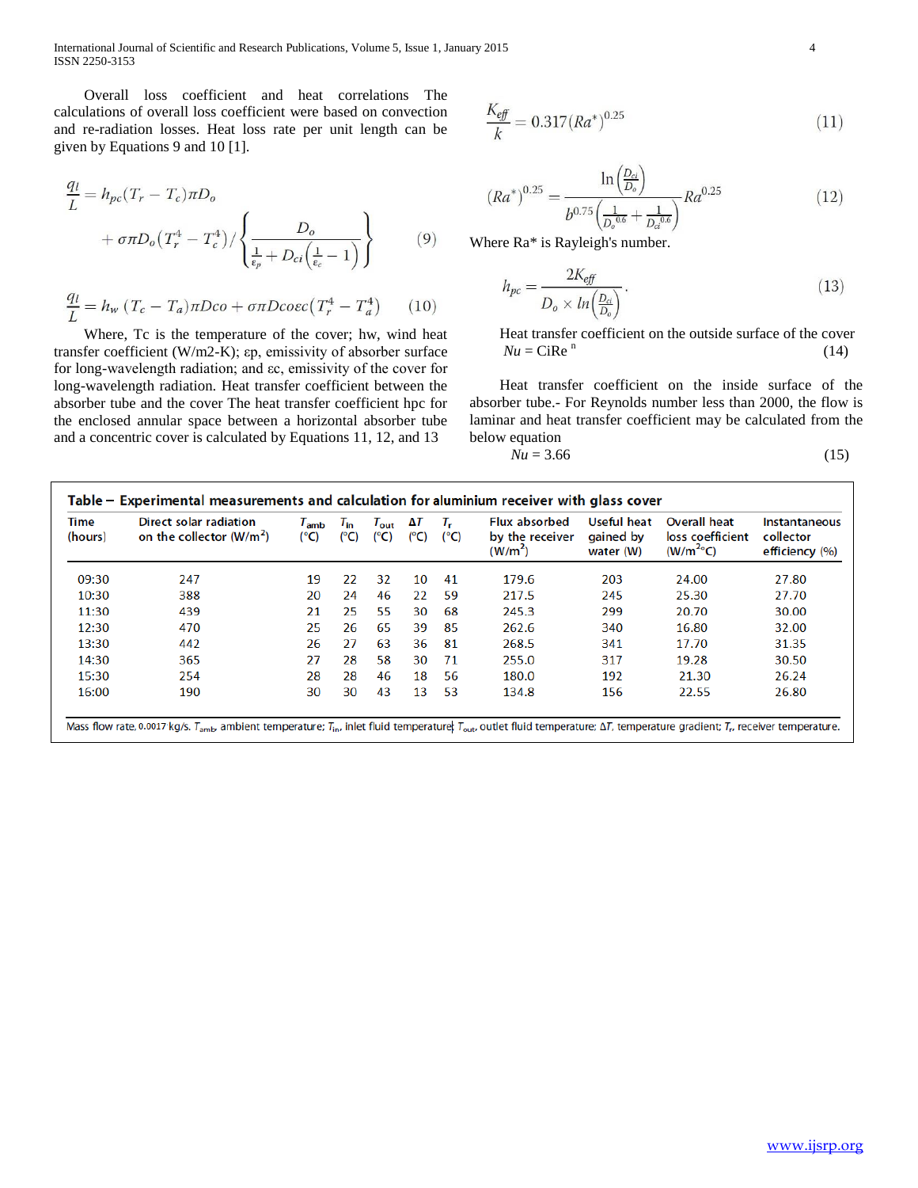Overall loss coefficient and heat correlations The calculations of overall loss coefficient were based on convection and re-radiation losses. Heat loss rate per unit length can be given by Equations 9 and 10 [1].

$$\frac{q_l}{L} = h_{pc}(T_r - T_c)\pi D_o + \sigma \pi D_o\left(T_r^4 - T_c^4\right) / \left\{ \frac{D_o}{\frac{1}{\varepsilon_p} + D_{ci}\left(\frac{1}{\varepsilon_c} - 1\right)} \right\} \quad (9)$$

$$\frac{q_l}{L} = h_w\,(T_c - T_a)\pi Dco + \sigma\pi Dco\varepsilon c\left(T_r^4 - T_a^4\right) \quad (10)$$

Where, Tc is the temperature of the cover; hw, wind heat transfer coefficient (W/m2-K); εp, emissivity of absorber surface for long-wavelength radiation; and εc, emissivity of the cover for long-wavelength radiation. Heat transfer coefficient between the absorber tube and the cover The heat transfer coefficient hpc for the enclosed annular space between a horizontal absorber tube and a concentric cover is calculated by Equations 11, 12, and 13

$$\frac{K_{eff}}{k} = 0.317\left(Ra^*\right)^{0.25} \quad (11)$$

$$\left(Ra^*\right)^{0.25} = \frac{\ln\left(\frac{D_{ci}}{D_o}\right)}{b^{0.75}\left(\frac{1}{D_o^{0.6}} + \frac{1}{D_{ci}^{0.6}}\right)} Ra^{0.25} \quad (12)$$

Where Ra* is Rayleigh's number.

$$h_{pc} = \frac{2K_{eff}}{D_o \times \ln\left(\frac{D_{ci}}{D_o}\right)}. \quad (13)$$

Heat transfer coefficient on the outside surface of the cover

$$Nu = \text{CiRe}^{\,n} \quad (14)$$

Heat transfer coefficient on the inside surface of the absorber tube.- For Reynolds number less than 2000, the flow is laminar and heat transfer coefficient may be calculated from the below equation

$$Nu = 3.66 \quad (15)$$

**Table – Experimental measurements and calculation for aluminium receiver with glass cover**

| Time (hours) | Direct solar radiation on the collector (W/m$^2$) | $T_{amb}$ (°C) | $T_{in}$ (°C) | $T_{out}$ (°C) | $\Delta T$ (°C) | $T_r$ (°C) | Flux absorbed by the receiver (W/m$^2$) | Useful heat gained by water (W) | Overall heat loss coefficient (W/m$^2$°C) | Instantaneous collector efficiency (%) |
|---|---|---|---|---|---|---|---|---|---|---|
| 09:30 | 247 | 19 | 22 | 32 | 10 | 41 | 179.6 | 203 | 24.00 | 27.80 |
| 10:30 | 388 | 20 | 24 | 46 | 22 | 59 | 217.5 | 245 | 25.30 | 27.70 |
| 11:30 | 439 | 21 | 25 | 55 | 30 | 68 | 245.3 | 299 | 20.70 | 30.00 |
| 12:30 | 470 | 25 | 26 | 65 | 39 | 85 | 262.6 | 340 | 16.80 | 32.00 |
| 13:30 | 442 | 26 | 27 | 63 | 36 | 81 | 268.5 | 341 | 17.70 | 31.35 |
| 14:30 | 365 | 27 | 28 | 58 | 30 | 71 | 255.0 | 317 | 19.28 | 30.50 |
| 15:30 | 254 | 28 | 28 | 46 | 18 | 56 | 180.0 | 192 | 21.30 | 26.24 |
| 16:00 | 190 | 30 | 30 | 43 | 13 | 53 | 134.8 | 156 | 22.55 | 26.80 |

Mass flow rate, 0.0017 kg/s. $T_{amb}$, ambient temperature; $T_{in}$, inlet fluid temperature; $T_{out}$, outlet fluid temperature; $\Delta T$, temperature gradient; $T_r$, receiver temperature.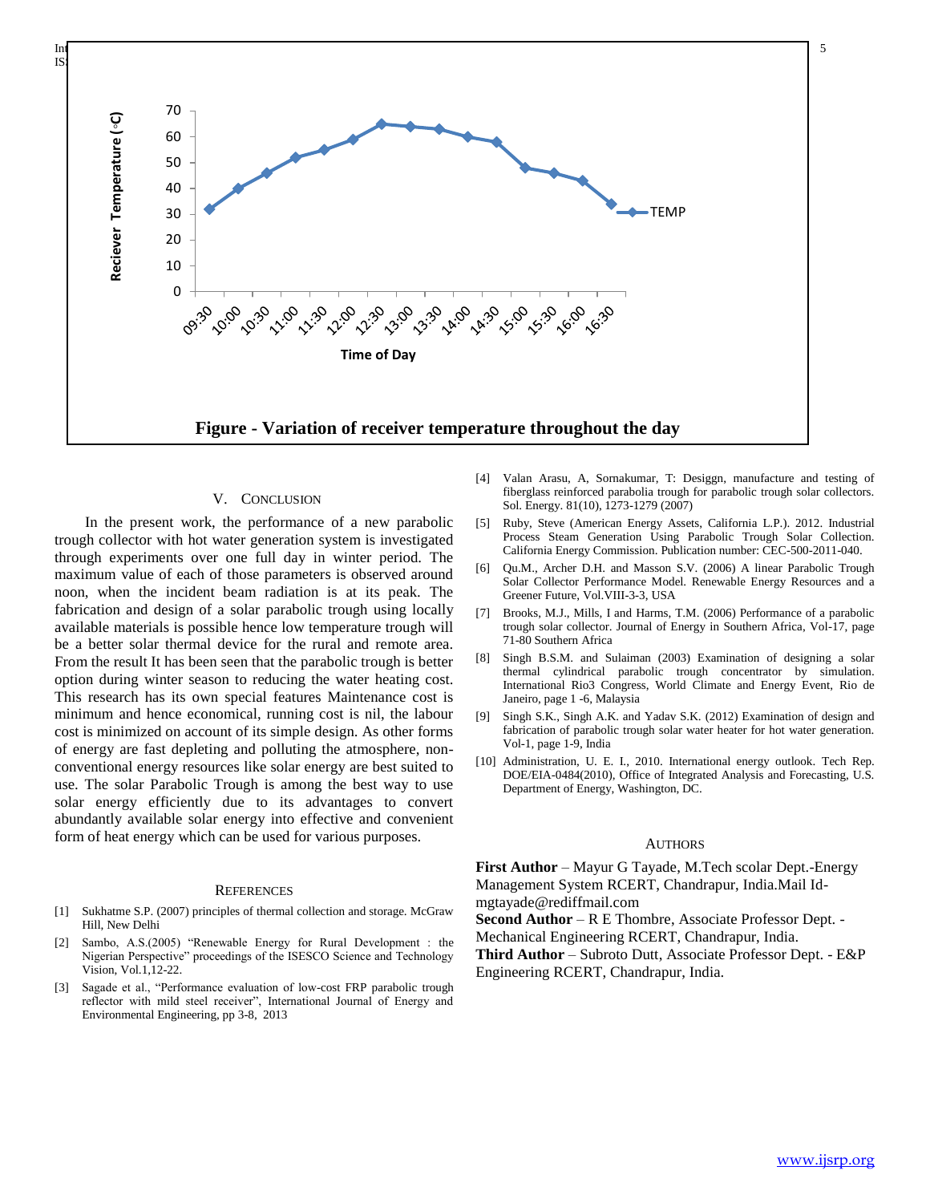70
60
50
40
30
20
10
0

Reciever Temperature (◦C)

09:30 10:00 10:30 11:00 11:30 12:00 12:30 13:00 13:30 14:00 14:30 15:00 15:30 16:00 16:30

Time of Day

TEMP

**Figure - Variation of receiver temperature throughout the day**

## V. Conclusion

In the present work, the performance of a new parabolic trough collector with hot water generation system is investigated through experiments over one full day in winter period. The maximum value of each of those parameters is observed around noon, when the incident beam radiation is at its peak. The fabrication and design of a solar parabolic trough using locally available materials is possible hence low temperature trough will be a better solar thermal device for the rural and remote area. From the result It has been seen that the parabolic trough is better option during winter season to reducing the water heating cost. This research has its own special features Maintenance cost is minimum and hence economical, running cost is nil, the labour cost is minimized on account of its simple design. As other forms of energy are fast depleting and polluting the atmosphere, non-conventional energy resources like solar energy are best suited to use. The solar Parabolic Trough is among the best way to use solar energy efficiently due to its advantages to convert abundantly available solar energy into effective and convenient form of heat energy which can be used for various purposes.

## References

[1] Sukhatme S.P. (2007) principles of thermal collection and storage. McGraw Hill, New Delhi

[2] Sambo, A.S.(2005) "Renewable Energy for Rural Development : the Nigerian Perspective" proceedings of the ISESCO Science and Technology Vision, Vol.1,12-22.

[3] Sagade et al., "Performance evaluation of low-cost FRP parabolic trough reflector with mild steel receiver", International Journal of Energy and Environmental Engineering, pp 3-8, 2013

[4] Valan Arasu, A, Sornakumar, T: Desiggn, manufacture and testing of fiberglass reinforced parabolia trough for parabolic trough solar collectors. Sol. Energy. 81(10), 1273-1279 (2007)

[5] Ruby, Steve (American Energy Assets, California L.P.). 2012. Industrial Process Steam Generation Using Parabolic Trough Solar Collection. California Energy Commission. Publication number: CEC-500-2011-040.

[6] Qu.M., Archer D.H. and Masson S.V. (2006) A linear Parabolic Trough Solar Collector Performance Model. Renewable Energy Resources and a Greener Future, Vol.VIII-3-3, USA

[7] Brooks, M.J., Mills, I and Harms, T.M. (2006) Performance of a parabolic trough solar collector. Journal of Energy in Southern Africa, Vol-17, page 71-80 Southern Africa

[8] Singh B.S.M. and Sulaiman (2003) Examination of designing a solar thermal cylindrical parabolic trough concentrator by simulation. International Rio3 Congress, World Climate and Energy Event, Rio de Janeiro, page 1 -6, Malaysia

[9] Singh S.K., Singh A.K. and Yadav S.K. (2012) Examination of design and fabrication of parabolic trough solar water heater for hot water generation. Vol-1, page 1-9, India

[10] Administration, U. E. I., 2010. International energy outlook. Tech Rep. DOE/EIA-0484(2010), Office of Integrated Analysis and Forecasting, U.S. Department of Energy, Washington, DC.

## Authors

**First Author** – Mayur G Tayade, M.Tech scolar Dept.-Energy Management System RCERT, Chandrapur, India.Mail Id-mgtayade@rediffmail.com

**Second Author** – R E Thombre, Associate Professor Dept. - Mechanical Engineering RCERT, Chandrapur, India.

**Third Author** – Subroto Dutt, Associate Professor Dept. - E&P Engineering RCERT, Chandrapur, India.